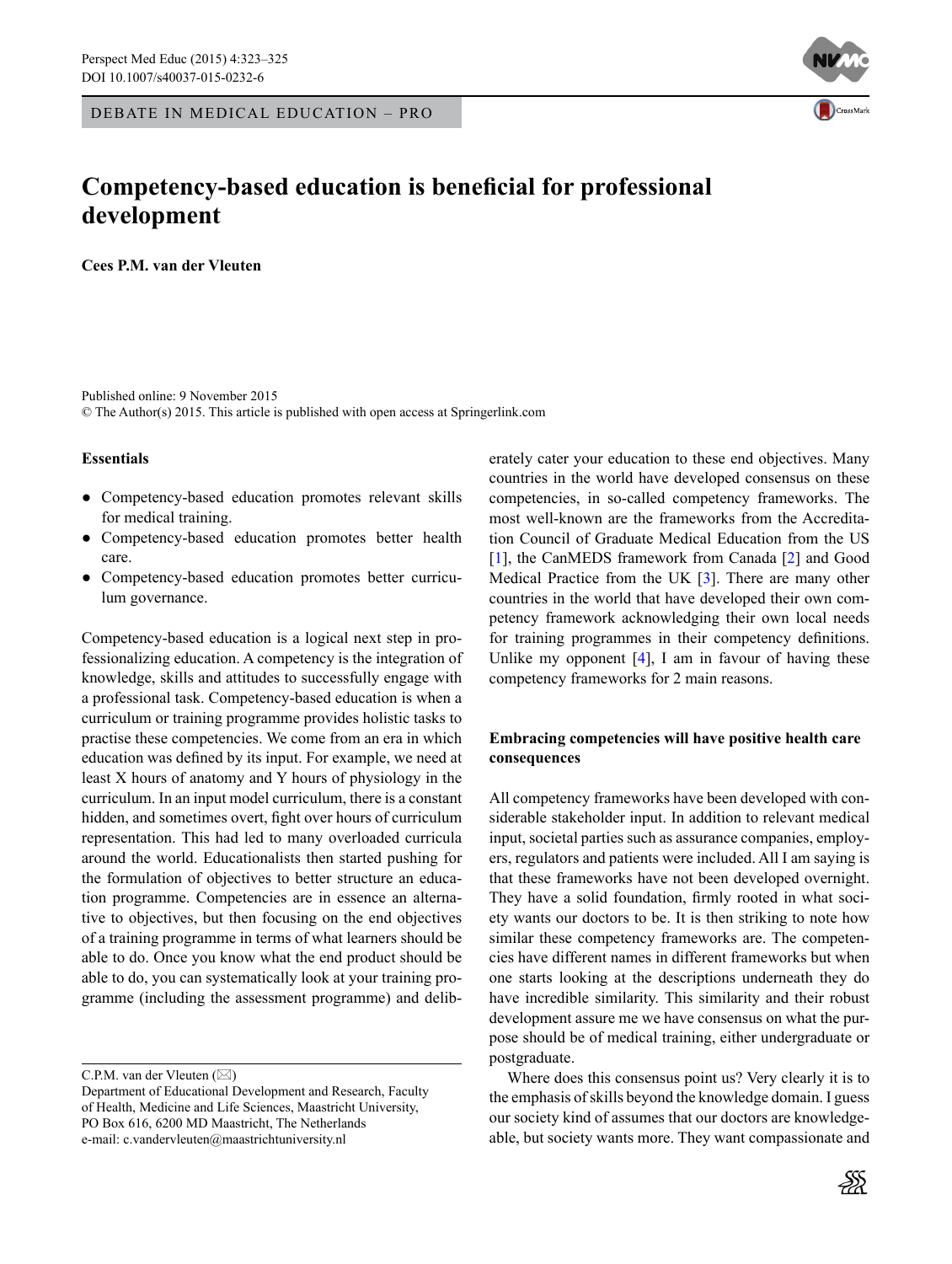DEBATE IN MEDICAL EDUCATION – PRO

# Competency-based education is beneficial for professional development

**Cees P.M. van der Vleuten**

Published online: 9 November 2015
© The Author(s) 2015. This article is published with open access at Springerlink.com

**Essentials**

- Competency-based education promotes relevant skills for medical training.
- Competency-based education promotes better health care.
- Competency-based education promotes better curriculum governance.

Competency-based education is a logical next step in professionalizing education. A competency is the integration of knowledge, skills and attitudes to successfully engage with a professional task. Competency-based education is when a curriculum or training programme provides holistic tasks to practise these competencies. We come from an era in which education was defined by its input. For example, we need at least X hours of anatomy and Y hours of physiology in the curriculum. In an input model curriculum, there is a constant hidden, and sometimes overt, fight over hours of curriculum representation. This had led to many overloaded curricula around the world. Educationalists then started pushing for the formulation of objectives to better structure an education programme. Competencies are in essence an alternative to objectives, but then focusing on the end objectives of a training programme in terms of what learners should be able to do. Once you know what the end product should be able to do, you can systematically look at your training programme (including the assessment programme) and deliberately cater your education to these end objectives. Many countries in the world have developed consensus on these competencies, in so-called competency frameworks. The most well-known are the frameworks from the Accreditation Council of Graduate Medical Education from the US [1], the CanMEDS framework from Canada [2] and Good Medical Practice from the UK [3]. There are many other countries in the world that have developed their own competency framework acknowledging their own local needs for training programmes in their competency definitions. Unlike my opponent [4], I am in favour of having these competency frameworks for 2 main reasons.

## Embracing competencies will have positive health care consequences

All competency frameworks have been developed with considerable stakeholder input. In addition to relevant medical input, societal parties such as assurance companies, employers, regulators and patients were included. All I am saying is that these frameworks have not been developed overnight. They have a solid foundation, firmly rooted in what society wants our doctors to be. It is then striking to note how similar these competency frameworks are. The competencies have different names in different frameworks but when one starts looking at the descriptions underneath they do have incredible similarity. This similarity and their robust development assure me we have consensus on what the purpose should be of medical training, either undergraduate or postgraduate.

Where does this consensus point us? Very clearly it is to the emphasis of skills beyond the knowledge domain. I guess our society kind of assumes that our doctors are knowledgeable, but society wants more. They want compassionate and

C.P.M. van der Vleuten (✉)
Department of Educational Development and Research, Faculty of Health, Medicine and Life Sciences, Maastricht University, PO Box 616, 6200 MD Maastricht, The Netherlands
e-mail: c.vandervleuten@maastrichtuniversity.nl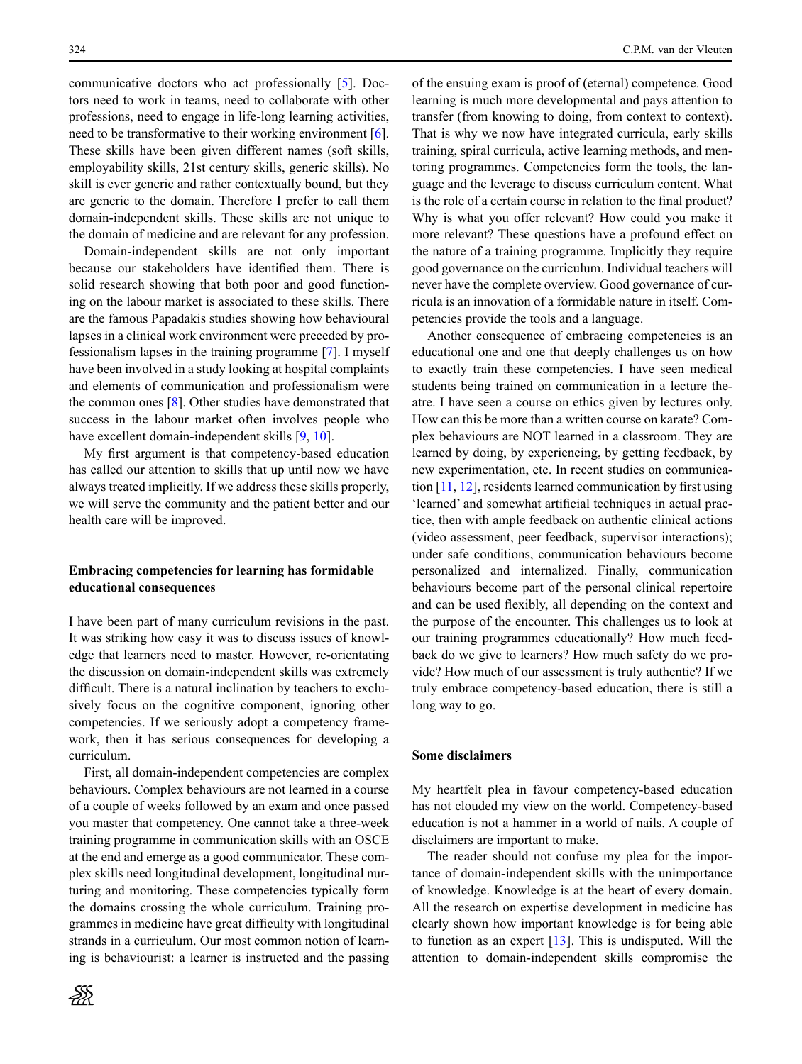communicative doctors who act professionally [5]. Doctors need to work in teams, need to collaborate with other professions, need to engage in life-long learning activities, need to be transformative to their working environment [6]. These skills have been given different names (soft skills, employability skills, 21st century skills, generic skills). No skill is ever generic and rather contextually bound, but they are generic to the domain. Therefore I prefer to call them domain-independent skills. These skills are not unique to the domain of medicine and are relevant for any profession.

Domain-independent skills are not only important because our stakeholders have identified them. There is solid research showing that both poor and good functioning on the labour market is associated to these skills. There are the famous Papadakis studies showing how behavioural lapses in a clinical work environment were preceded by professionalism lapses in the training programme [7]. I myself have been involved in a study looking at hospital complaints and elements of communication and professionalism were the common ones [8]. Other studies have demonstrated that success in the labour market often involves people who have excellent domain-independent skills [9, 10].

My first argument is that competency-based education has called our attention to skills that up until now we have always treated implicitly. If we address these skills properly, we will serve the community and the patient better and our health care will be improved.

## Embracing competencies for learning has formidable educational consequences

I have been part of many curriculum revisions in the past. It was striking how easy it was to discuss issues of knowledge that learners need to master. However, re-orientating the discussion on domain-independent skills was extremely difficult. There is a natural inclination by teachers to exclusively focus on the cognitive component, ignoring other competencies. If we seriously adopt a competency framework, then it has serious consequences for developing a curriculum.

First, all domain-independent competencies are complex behaviours. Complex behaviours are not learned in a course of a couple of weeks followed by an exam and once passed you master that competency. One cannot take a three-week training programme in communication skills with an OSCE at the end and emerge as a good communicator. These complex skills need longitudinal development, longitudinal nurturing and monitoring. These competencies typically form the domains crossing the whole curriculum. Training programmes in medicine have great difficulty with longitudinal strands in a curriculum. Our most common notion of learning is behaviourist: a learner is instructed and the passing of the ensuing exam is proof of (eternal) competence. Good learning is much more developmental and pays attention to transfer (from knowing to doing, from context to context). That is why we now have integrated curricula, early skills training, spiral curricula, active learning methods, and mentoring programmes. Competencies form the tools, the language and the leverage to discuss curriculum content. What is the role of a certain course in relation to the final product? Why is what you offer relevant? How could you make it more relevant? These questions have a profound effect on the nature of a training programme. Implicitly they require good governance on the curriculum. Individual teachers will never have the complete overview. Good governance of curricula is an innovation of a formidable nature in itself. Competencies provide the tools and a language.

Another consequence of embracing competencies is an educational one and one that deeply challenges us on how to exactly train these competencies. I have seen medical students being trained on communication in a lecture theatre. I have seen a course on ethics given by lectures only. How can this be more than a written course on karate? Complex behaviours are NOT learned in a classroom. They are learned by doing, by experiencing, by getting feedback, by new experimentation, etc. In recent studies on communication [11, 12], residents learned communication by first using 'learned' and somewhat artificial techniques in actual practice, then with ample feedback on authentic clinical actions (video assessment, peer feedback, supervisor interactions); under safe conditions, communication behaviours become personalized and internalized. Finally, communication behaviours become part of the personal clinical repertoire and can be used flexibly, all depending on the context and the purpose of the encounter. This challenges us to look at our training programmes educationally? How much feedback do we give to learners? How much safety do we provide? How much of our assessment is truly authentic? If we truly embrace competency-based education, there is still a long way to go.

## Some disclaimers

My heartfelt plea in favour competency-based education has not clouded my view on the world. Competency-based education is not a hammer in a world of nails. A couple of disclaimers are important to make.

The reader should not confuse my plea for the importance of domain-independent skills with the unimportance of knowledge. Knowledge is at the heart of every domain. All the research on expertise development in medicine has clearly shown how important knowledge is for being able to function as an expert [13]. This is undisputed. Will the attention to domain-independent skills compromise the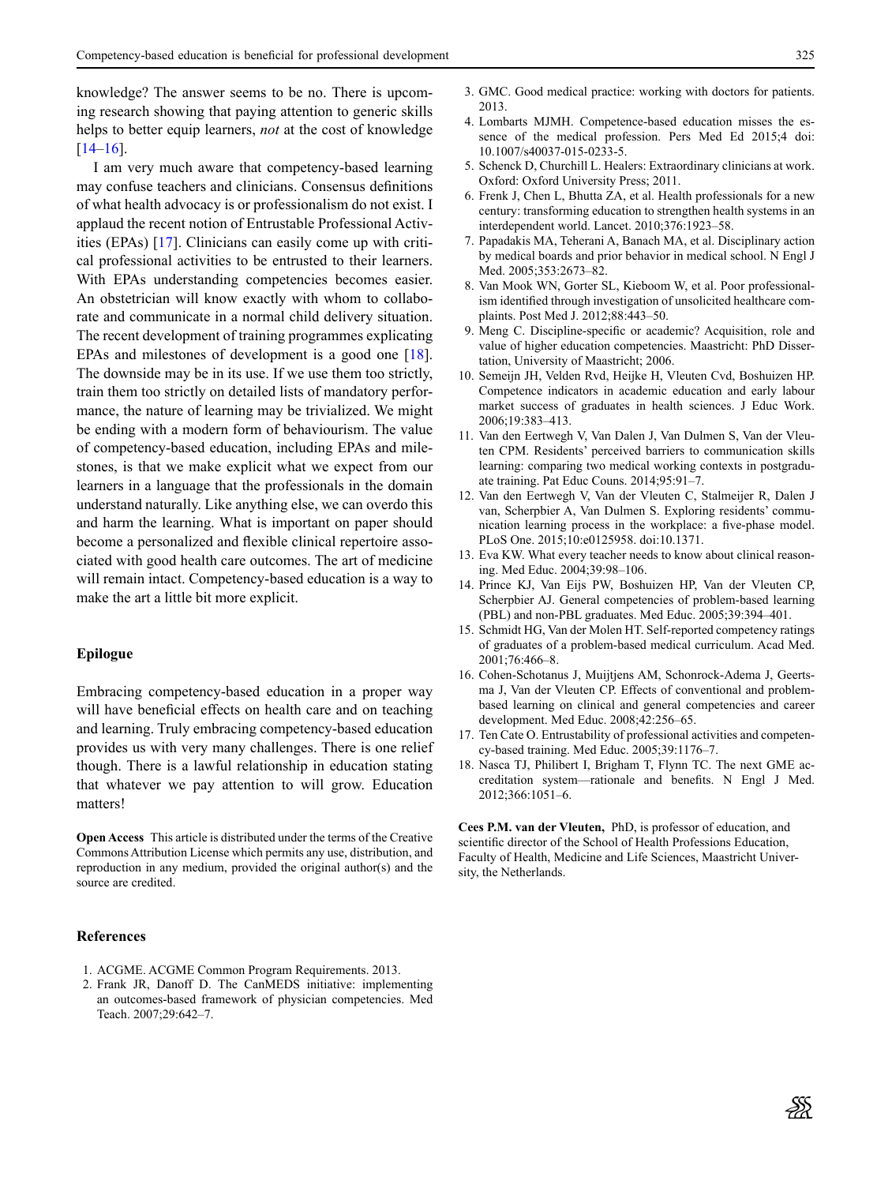knowledge? The answer seems to be no. There is upcoming research showing that paying attention to generic skills helps to better equip learners, *not* at the cost of knowledge [14–16].

I am very much aware that competency-based learning may confuse teachers and clinicians. Consensus definitions of what health advocacy is or professionalism do not exist. I applaud the recent notion of Entrustable Professional Activities (EPAs) [17]. Clinicians can easily come up with critical professional activities to be entrusted to their learners. With EPAs understanding competencies becomes easier. An obstetrician will know exactly with whom to collaborate and communicate in a normal child delivery situation. The recent development of training programmes explicating EPAs and milestones of development is a good one [18]. The downside may be in its use. If we use them too strictly, train them too strictly on detailed lists of mandatory performance, the nature of learning may be trivialized. We might be ending with a modern form of behaviourism. The value of competency-based education, including EPAs and milestones, is that we make explicit what we expect from our learners in a language that the professionals in the domain understand naturally. Like anything else, we can overdo this and harm the learning. What is important on paper should become a personalized and flexible clinical repertoire associated with good health care outcomes. The art of medicine will remain intact. Competency-based education is a way to make the art a little bit more explicit.

## Epilogue

Embracing competency-based education in a proper way will have beneficial effects on health care and on teaching and learning. Truly embracing competency-based education provides us with very many challenges. There is one relief though. There is a lawful relationship in education stating that whatever we pay attention to will grow. Education matters!

**Open Access** This article is distributed under the terms of the Creative Commons Attribution License which permits any use, distribution, and reproduction in any medium, provided the original author(s) and the source are credited.

## References

1. ACGME. ACGME Common Program Requirements. 2013.
2. Frank JR, Danoff D. The CanMEDS initiative: implementing an outcomes-based framework of physician competencies. Med Teach. 2007;29:642–7.
3. GMC. Good medical practice: working with doctors for patients. 2013.
4. Lombarts MJMH. Competence-based education misses the essence of the medical profession. Pers Med Ed 2015;4 doi:10.1007/s40037-015-0233-5.
5. Schenck D, Churchill L. Healers: Extraordinary clinicians at work. Oxford: Oxford University Press; 2011.
6. Frenk J, Chen L, Bhutta ZA, et al. Health professionals for a new century: transforming education to strengthen health systems in an interdependent world. Lancet. 2010;376:1923–58.
7. Papadakis MA, Teherani A, Banach MA, et al. Disciplinary action by medical boards and prior behavior in medical school. N Engl J Med. 2005;353:2673–82.
8. Van Mook WN, Gorter SL, Kieboom W, et al. Poor professionalism identified through investigation of unsolicited healthcare complaints. Post Med J. 2012;88:443–50.
9. Meng C. Discipline-specific or academic? Acquisition, role and value of higher education competencies. Maastricht: PhD Dissertation, University of Maastricht; 2006.
10. Semeijn JH, Velden Rvd, Heijke H, Vleuten Cvd, Boshuizen HP. Competence indicators in academic education and early labour market success of graduates in health sciences. J Educ Work. 2006;19:383–413.
11. Van den Eertwegh V, Van Dalen J, Van Dulmen S, Van der Vleuten CPM. Residents' perceived barriers to communication skills learning: comparing two medical working contexts in postgraduate training. Pat Educ Couns. 2014;95:91–7.
12. Van den Eertwegh V, Van der Vleuten C, Stalmeijer R, Dalen J van, Scherpbier A, Van Dulmen S. Exploring residents' communication learning process in the workplace: a five-phase model. PLoS One. 2015;10:e0125958. doi:10.1371.
13. Eva KW. What every teacher needs to know about clinical reasoning. Med Educ. 2004;39:98–106.
14. Prince KJ, Van Eijs PW, Boshuizen HP, Van der Vleuten CP, Scherpbier AJ. General competencies of problem-based learning (PBL) and non-PBL graduates. Med Educ. 2005;39:394–401.
15. Schmidt HG, Van der Molen HT. Self-reported competency ratings of graduates of a problem-based medical curriculum. Acad Med. 2001;76:466–8.
16. Cohen-Schotanus J, Muijtjens AM, Schonrock-Adema J, Geertsma J, Van der Vleuten CP. Effects of conventional and problem-based learning on clinical and general competencies and career development. Med Educ. 2008;42:256–65.
17. Ten Cate O. Entrustability of professional activities and competency-based training. Med Educ. 2005;39:1176–7.
18. Nasca TJ, Philibert I, Brigham T, Flynn TC. The next GME accreditation system—rationale and benefits. N Engl J Med. 2012;366:1051–6.

**Cees P.M. van der Vleuten,** PhD, is professor of education, and scientific director of the School of Health Professions Education, Faculty of Health, Medicine and Life Sciences, Maastricht University, the Netherlands.